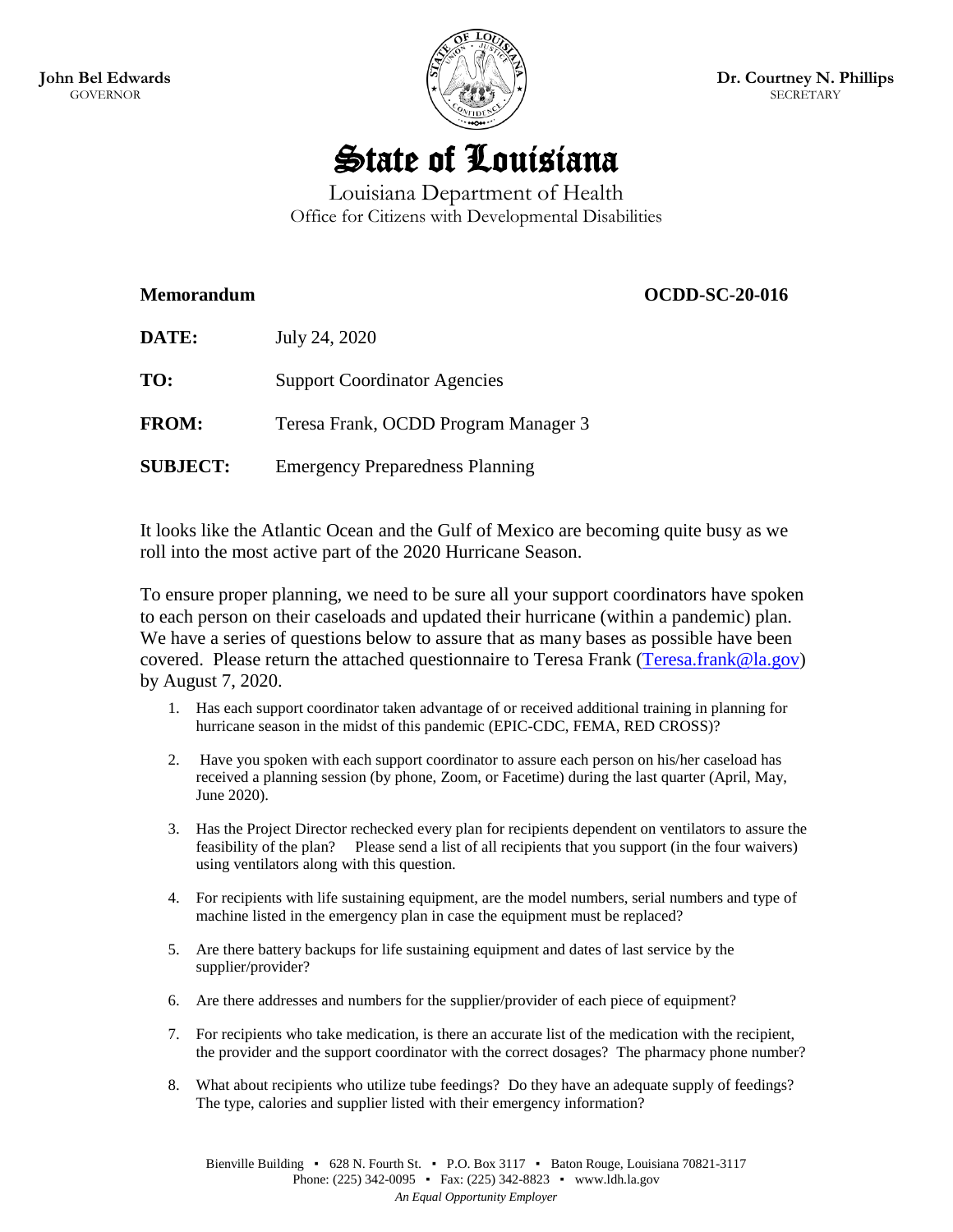**John Bel Edwards**
GOVERNOR

**Dr. Courtney N. Phillips**
SECRETARY

# State of Louisiana

Louisiana Department of Health
Office for Citizens with Developmental Disabilities

**Memorandum** **OCDD-SC-20-016**

**DATE:** July 24, 2020

**TO:** Support Coordinator Agencies

**FROM:** Teresa Frank, OCDD Program Manager 3

**SUBJECT:** Emergency Preparedness Planning

It looks like the Atlantic Ocean and the Gulf of Mexico are becoming quite busy as we roll into the most active part of the 2020 Hurricane Season.

To ensure proper planning, we need to be sure all your support coordinators have spoken to each person on their caseloads and updated their hurricane (within a pandemic) plan. We have a series of questions below to assure that as many bases as possible have been covered. Please return the attached questionnaire to Teresa Frank (Teresa.frank@la.gov) by August 7, 2020.

1. Has each support coordinator taken advantage of or received additional training in planning for hurricane season in the midst of this pandemic (EPIC-CDC, FEMA, RED CROSS)?
2. Have you spoken with each support coordinator to assure each person on his/her caseload has received a planning session (by phone, Zoom, or Facetime) during the last quarter (April, May, June 2020).
3. Has the Project Director rechecked every plan for recipients dependent on ventilators to assure the feasibility of the plan? Please send a list of all recipients that you support (in the four waivers) using ventilators along with this question.
4. For recipients with life sustaining equipment, are the model numbers, serial numbers and type of machine listed in the emergency plan in case the equipment must be replaced?
5. Are there battery backups for life sustaining equipment and dates of last service by the supplier/provider?
6. Are there addresses and numbers for the supplier/provider of each piece of equipment?
7. For recipients who take medication, is there an accurate list of the medication with the recipient, the provider and the support coordinator with the correct dosages? The pharmacy phone number?
8. What about recipients who utilize tube feedings? Do they have an adequate supply of feedings? The type, calories and supplier listed with their emergency information?

Bienville Building ▪ 628 N. Fourth St. ▪ P.O. Box 3117 ▪ Baton Rouge, Louisiana 70821-3117
Phone: (225) 342-0095 ▪ Fax: (225) 342-8823 ▪ www.ldh.la.gov
*An Equal Opportunity Employer*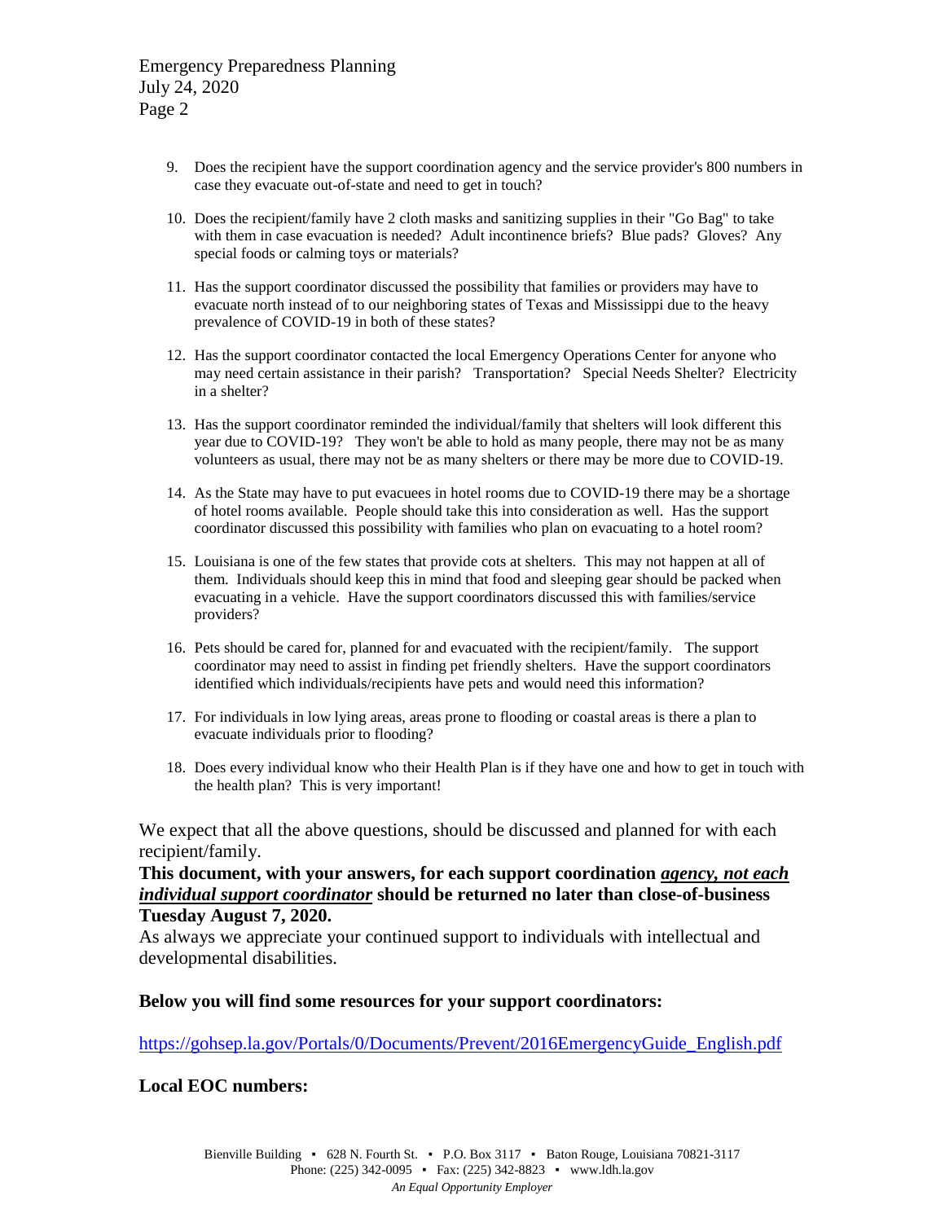9. Does the recipient have the support coordination agency and the service provider's 800 numbers in case they evacuate out-of-state and need to get in touch?
10. Does the recipient/family have 2 cloth masks and sanitizing supplies in their "Go Bag" to take with them in case evacuation is needed? Adult incontinence briefs? Blue pads? Gloves? Any special foods or calming toys or materials?
11. Has the support coordinator discussed the possibility that families or providers may have to evacuate north instead of to our neighboring states of Texas and Mississippi due to the heavy prevalence of COVID-19 in both of these states?
12. Has the support coordinator contacted the local Emergency Operations Center for anyone who may need certain assistance in their parish? Transportation? Special Needs Shelter? Electricity in a shelter?
13. Has the support coordinator reminded the individual/family that shelters will look different this year due to COVID-19? They won't be able to hold as many people, there may not be as many volunteers as usual, there may not be as many shelters or there may be more due to COVID-19.
14. As the State may have to put evacuees in hotel rooms due to COVID-19 there may be a shortage of hotel rooms available. People should take this into consideration as well. Has the support coordinator discussed this possibility with families who plan on evacuating to a hotel room?
15. Louisiana is one of the few states that provide cots at shelters. This may not happen at all of them. Individuals should keep this in mind that food and sleeping gear should be packed when evacuating in a vehicle. Have the support coordinators discussed this with families/service providers?
16. Pets should be cared for, planned for and evacuated with the recipient/family. The support coordinator may need to assist in finding pet friendly shelters. Have the support coordinators identified which individuals/recipients have pets and would need this information?
17. For individuals in low lying areas, areas prone to flooding or coastal areas is there a plan to evacuate individuals prior to flooding?
18. Does every individual know who their Health Plan is if they have one and how to get in touch with the health plan? This is very important!

We expect that all the above questions, should be discussed and planned for with each recipient/family.

**This document, with your answers, for each support coordination *agency, not each individual support coordinator* should be returned no later than close-of-business Tuesday August 7, 2020.**

As always we appreciate your continued support to individuals with intellectual and developmental disabilities.

**Below you will find some resources for your support coordinators:**

https://gohsep.la.gov/Portals/0/Documents/Prevent/2016EmergencyGuide_English.pdf

**Local EOC numbers:**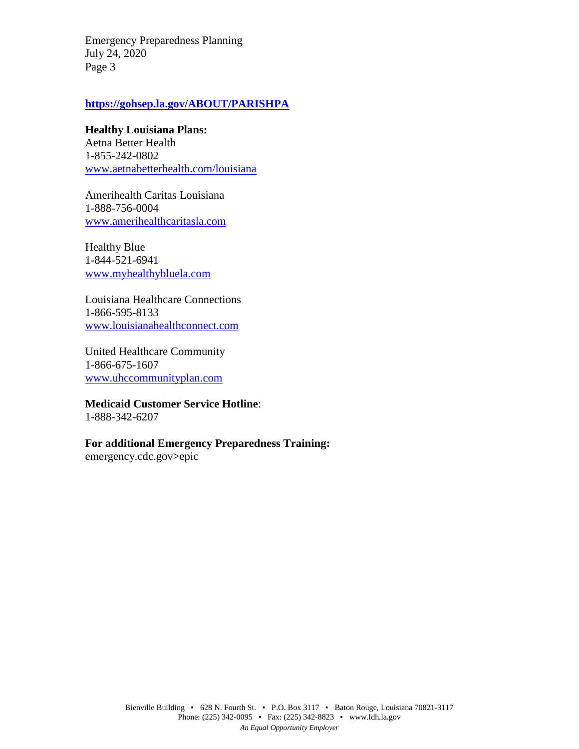**https://gohsep.la.gov/ABOUT/PARISHPA**

**Healthy Louisiana Plans:**
Aetna Better Health
1-855-242-0802
www.aetnabetterhealth.com/louisiana

Amerihealth Caritas Louisiana
1-888-756-0004
www.amerihealthcaritasla.com

Healthy Blue
1-844-521-6941
www.myhealthybluela.com

Louisiana Healthcare Connections
1-866-595-8133
www.louisianahealthconnect.com

United Healthcare Community
1-866-675-1607
www.uhccommunityplan.com

**Medicaid Customer Service Hotline**:
1-888-342-6207

**For additional Emergency Preparedness Training:**
emergency.cdc.gov>epic